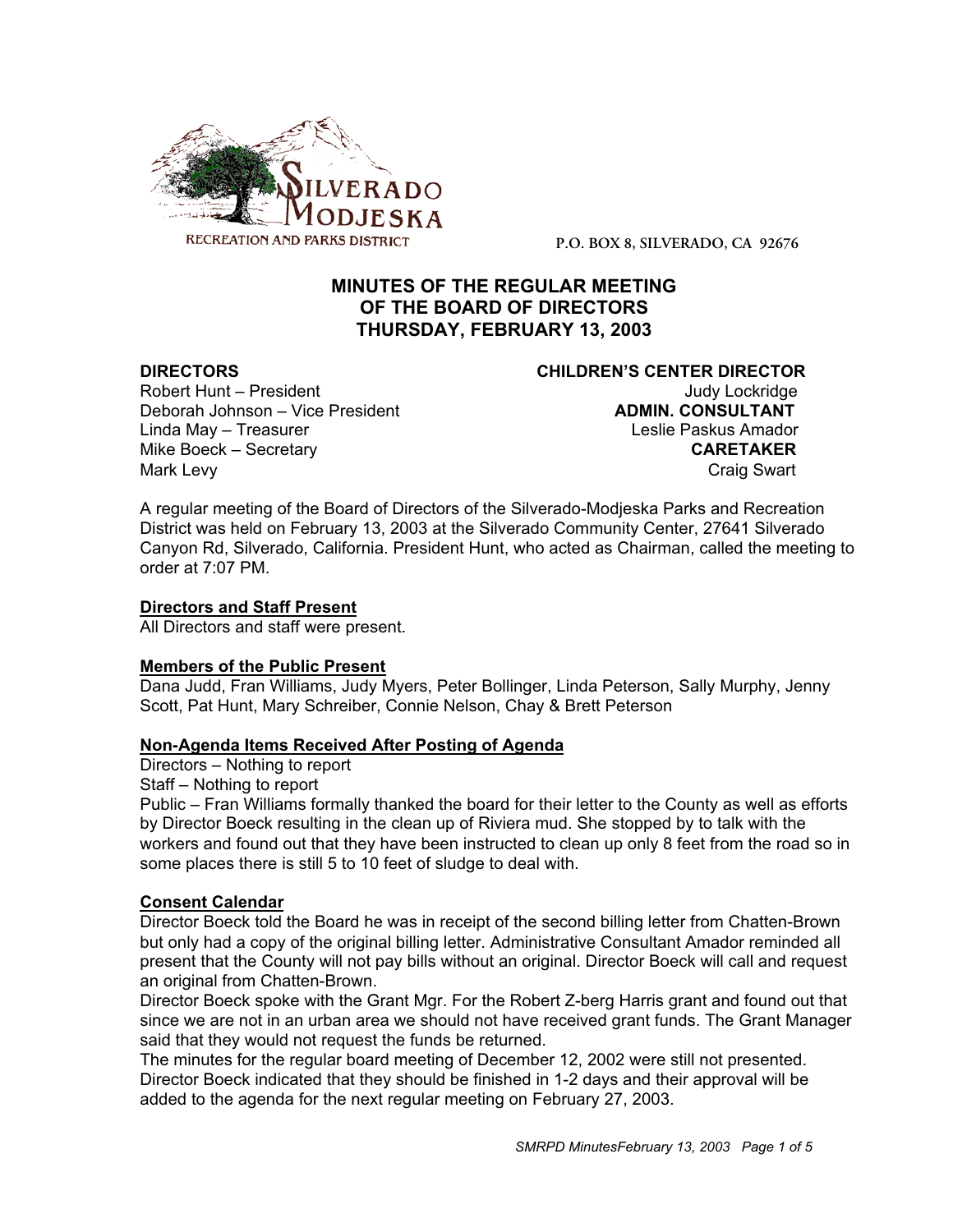SILVERADO MODJESKA

RECREATION AND PARKS DISTRICT

P.O. BOX 8, SILVERADO, CA 92676

# MINUTES OF THE REGULAR MEETING OF THE BOARD OF DIRECTORS THURSDAY, FEBRUARY 13, 2003

**DIRECTORS**
Robert Hunt – President
Deborah Johnson – Vice President
Linda May – Treasurer
Mike Boeck – Secretary
Mark Levy

**CHILDREN'S CENTER DIRECTOR**
Judy Lockridge
**ADMIN. CONSULTANT**
Leslie Paskus Amador
**CARETAKER**
Craig Swart

A regular meeting of the Board of Directors of the Silverado-Modjeska Parks and Recreation District was held on February 13, 2003 at the Silverado Community Center, 27641 Silverado Canyon Rd, Silverado, California. President Hunt, who acted as Chairman, called the meeting to order at 7:07 PM.

**Directors and Staff Present**

All Directors and staff were present.

**Members of the Public Present**

Dana Judd, Fran Williams, Judy Myers, Peter Bollinger, Linda Peterson, Sally Murphy, Jenny Scott, Pat Hunt, Mary Schreiber, Connie Nelson, Chay & Brett Peterson

**Non-Agenda Items Received After Posting of Agenda**

Directors – Nothing to report
Staff – Nothing to report
Public – Fran Williams formally thanked the board for their letter to the County as well as efforts by Director Boeck resulting in the clean up of Riviera mud. She stopped by to talk with the workers and found out that they have been instructed to clean up only 8 feet from the road so in some places there is still 5 to 10 feet of sludge to deal with.

**Consent Calendar**

Director Boeck told the Board he was in receipt of the second billing letter from Chatten-Brown but only had a copy of the original billing letter. Administrative Consultant Amador reminded all present that the County will not pay bills without an original. Director Boeck will call and request an original from Chatten-Brown.
Director Boeck spoke with the Grant Mgr. For the Robert Z-berg Harris grant and found out that since we are not in an urban area we should not have received grant funds. The Grant Manager said that they would not request the funds be returned.
The minutes for the regular board meeting of December 12, 2002 were still not presented. Director Boeck indicated that they should be finished in 1-2 days and their approval will be added to the agenda for the next regular meeting on February 27, 2003.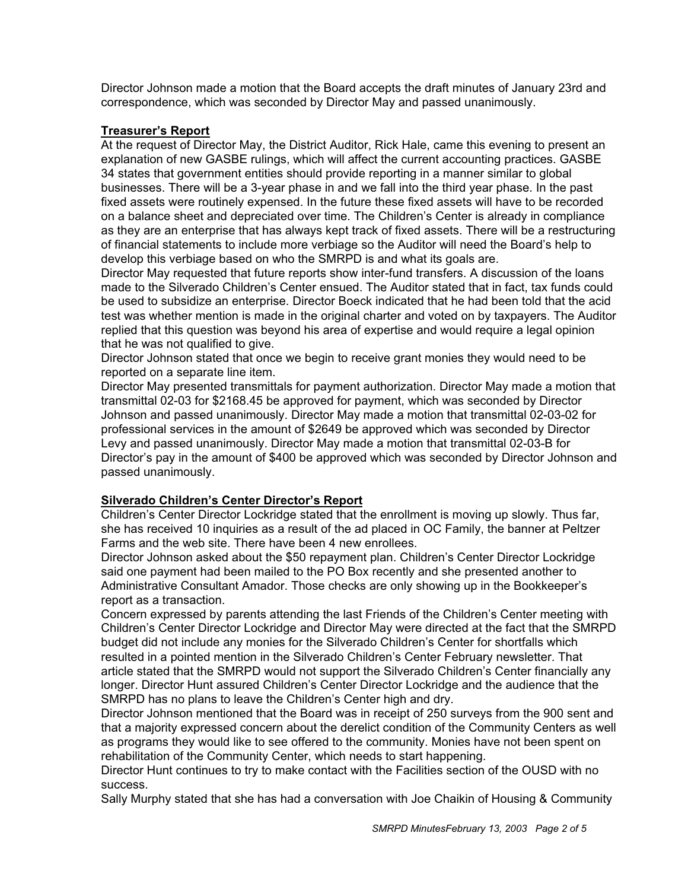Director Johnson made a motion that the Board accepts the draft minutes of January 23rd and correspondence, which was seconded by Director May and passed unanimously.

## **Treasurer's Report**

At the request of Director May, the District Auditor, Rick Hale, came this evening to present an explanation of new GASBE rulings, which will affect the current accounting practices. GASBE 34 states that government entities should provide reporting in a manner similar to global businesses. There will be a 3-year phase in and we fall into the third year phase. In the past fixed assets were routinely expensed. In the future these fixed assets will have to be recorded on a balance sheet and depreciated over time. The Children's Center is already in compliance as they are an enterprise that has always kept track of fixed assets. There will be a restructuring of financial statements to include more verbiage so the Auditor will need the Board's help to develop this verbiage based on who the SMRPD is and what its goals are.

Director May requested that future reports show inter-fund transfers. A discussion of the loans made to the Silverado Children's Center ensued. The Auditor stated that in fact, tax funds could be used to subsidize an enterprise. Director Boeck indicated that he had been told that the acid test was whether mention is made in the original charter and voted on by taxpayers. The Auditor replied that this question was beyond his area of expertise and would require a legal opinion that he was not qualified to give.

Director Johnson stated that once we begin to receive grant monies they would need to be reported on a separate line item.

Director May presented transmittals for payment authorization. Director May made a motion that transmittal 02-03 for $2168.45 be approved for payment, which was seconded by Director Johnson and passed unanimously. Director May made a motion that transmittal 02-03-02 for professional services in the amount of $2649 be approved which was seconded by Director Levy and passed unanimously. Director May made a motion that transmittal 02-03-B for Director's pay in the amount of $400 be approved which was seconded by Director Johnson and passed unanimously.

## **Silverado Children's Center Director's Report**

Children's Center Director Lockridge stated that the enrollment is moving up slowly. Thus far, she has received 10 inquiries as a result of the ad placed in OC Family, the banner at Peltzer Farms and the web site. There have been 4 new enrollees.

Director Johnson asked about the $50 repayment plan. Children's Center Director Lockridge said one payment had been mailed to the PO Box recently and she presented another to Administrative Consultant Amador. Those checks are only showing up in the Bookkeeper's report as a transaction.

Concern expressed by parents attending the last Friends of the Children's Center meeting with Children's Center Director Lockridge and Director May were directed at the fact that the SMRPD budget did not include any monies for the Silverado Children's Center for shortfalls which resulted in a pointed mention in the Silverado Children's Center February newsletter. That article stated that the SMRPD would not support the Silverado Children's Center financially any longer. Director Hunt assured Children's Center Director Lockridge and the audience that the SMRPD has no plans to leave the Children's Center high and dry.

Director Johnson mentioned that the Board was in receipt of 250 surveys from the 900 sent and that a majority expressed concern about the derelict condition of the Community Centers as well as programs they would like to see offered to the community. Monies have not been spent on rehabilitation of the Community Center, which needs to start happening.

Director Hunt continues to try to make contact with the Facilities section of the OUSD with no success.

Sally Murphy stated that she has had a conversation with Joe Chaikin of Housing & Community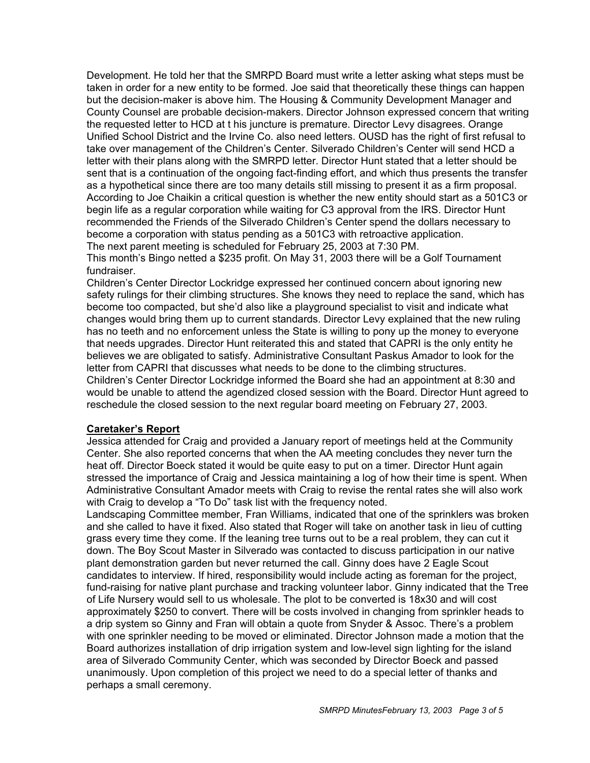Development. He told her that the SMRPD Board must write a letter asking what steps must be taken in order for a new entity to be formed. Joe said that theoretically these things can happen but the decision-maker is above him. The Housing & Community Development Manager and County Counsel are probable decision-makers. Director Johnson expressed concern that writing the requested letter to HCD at t his juncture is premature. Director Levy disagrees. Orange Unified School District and the Irvine Co. also need letters. OUSD has the right of first refusal to take over management of the Children's Center. Silverado Children's Center will send HCD a letter with their plans along with the SMRPD letter. Director Hunt stated that a letter should be sent that is a continuation of the ongoing fact-finding effort, and which thus presents the transfer as a hypothetical since there are too many details still missing to present it as a firm proposal. According to Joe Chaikin a critical question is whether the new entity should start as a 501C3 or begin life as a regular corporation while waiting for C3 approval from the IRS. Director Hunt recommended the Friends of the Silverado Children's Center spend the dollars necessary to become a corporation with status pending as a 501C3 with retroactive application.
The next parent meeting is scheduled for February 25, 2003 at 7:30 PM.
This month's Bingo netted a $235 profit. On May 31, 2003 there will be a Golf Tournament fundraiser.
Children's Center Director Lockridge expressed her continued concern about ignoring new safety rulings for their climbing structures. She knows they need to replace the sand, which has become too compacted, but she'd also like a playground specialist to visit and indicate what changes would bring them up to current standards. Director Levy explained that the new ruling has no teeth and no enforcement unless the State is willing to pony up the money to everyone that needs upgrades. Director Hunt reiterated this and stated that CAPRI is the only entity he believes we are obligated to satisfy. Administrative Consultant Paskus Amador to look for the letter from CAPRI that discusses what needs to be done to the climbing structures.
Children's Center Director Lockridge informed the Board she had an appointment at 8:30 and would be unable to attend the agendized closed session with the Board. Director Hunt agreed to reschedule the closed session to the next regular board meeting on February 27, 2003.

**Caretaker's Report**

Jessica attended for Craig and provided a January report of meetings held at the Community Center. She also reported concerns that when the AA meeting concludes they never turn the heat off. Director Boeck stated it would be quite easy to put on a timer. Director Hunt again stressed the importance of Craig and Jessica maintaining a log of how their time is spent. When Administrative Consultant Amador meets with Craig to revise the rental rates she will also work with Craig to develop a "To Do" task list with the frequency noted.
Landscaping Committee member, Fran Williams, indicated that one of the sprinklers was broken and she called to have it fixed. Also stated that Roger will take on another task in lieu of cutting grass every time they come. If the leaning tree turns out to be a real problem, they can cut it down. The Boy Scout Master in Silverado was contacted to discuss participation in our native plant demonstration garden but never returned the call. Ginny does have 2 Eagle Scout candidates to interview. If hired, responsibility would include acting as foreman for the project, fund-raising for native plant purchase and tracking volunteer labor. Ginny indicated that the Tree of Life Nursery would sell to us wholesale. The plot to be converted is 18x30 and will cost approximately $250 to convert. There will be costs involved in changing from sprinkler heads to a drip system so Ginny and Fran will obtain a quote from Snyder & Assoc. There's a problem with one sprinkler needing to be moved or eliminated. Director Johnson made a motion that the Board authorizes installation of drip irrigation system and low-level sign lighting for the island area of Silverado Community Center, which was seconded by Director Boeck and passed unanimously. Upon completion of this project we need to do a special letter of thanks and perhaps a small ceremony.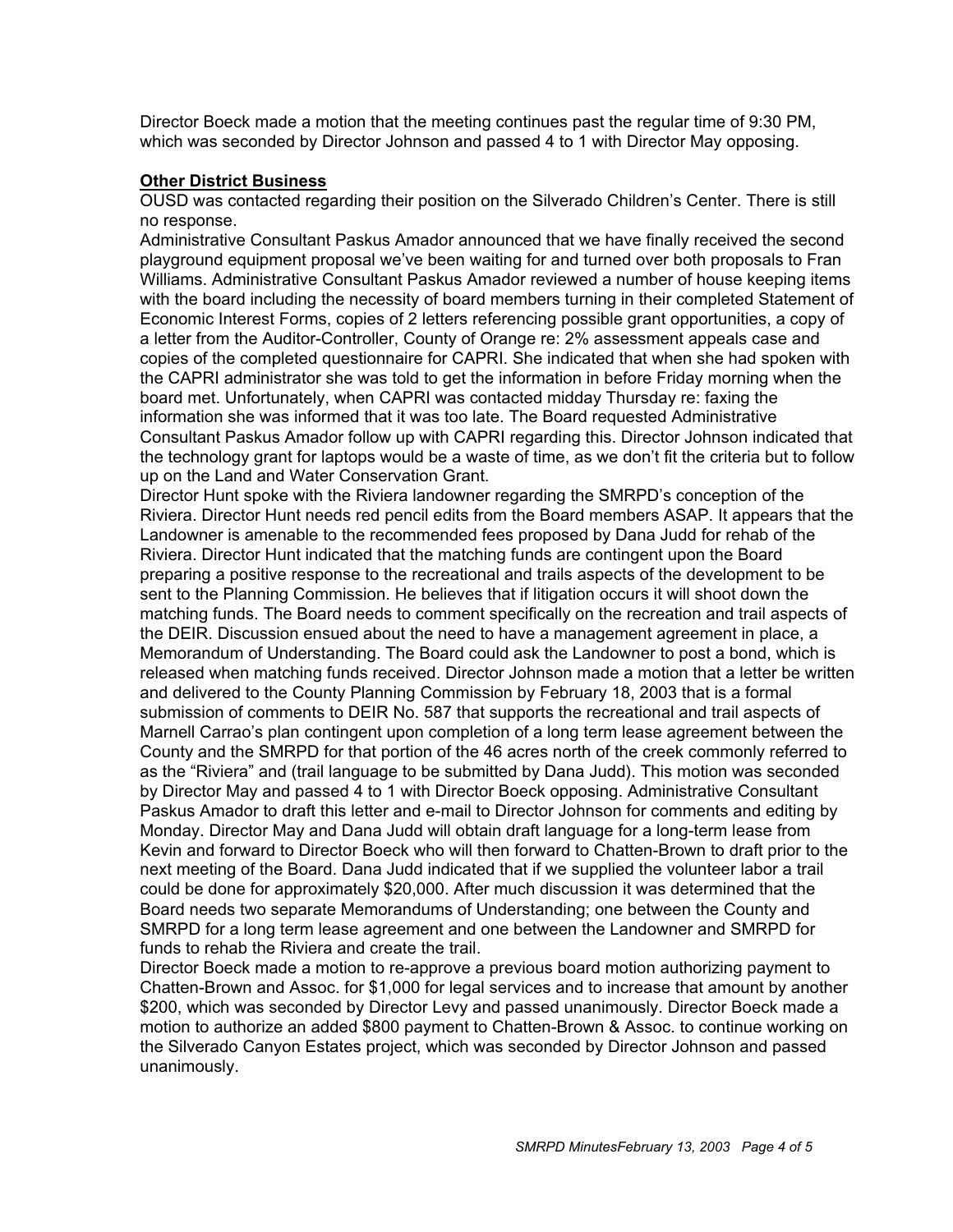Director Boeck made a motion that the meeting continues past the regular time of 9:30 PM, which was seconded by Director Johnson and passed 4 to 1 with Director May opposing.

**Other District Business**

OUSD was contacted regarding their position on the Silverado Children's Center. There is still no response.

Administrative Consultant Paskus Amador announced that we have finally received the second playground equipment proposal we've been waiting for and turned over both proposals to Fran Williams. Administrative Consultant Paskus Amador reviewed a number of house keeping items with the board including the necessity of board members turning in their completed Statement of Economic Interest Forms, copies of 2 letters referencing possible grant opportunities, a copy of a letter from the Auditor-Controller, County of Orange re: 2% assessment appeals case and copies of the completed questionnaire for CAPRI. She indicated that when she had spoken with the CAPRI administrator she was told to get the information in before Friday morning when the board met. Unfortunately, when CAPRI was contacted midday Thursday re: faxing the information she was informed that it was too late. The Board requested Administrative Consultant Paskus Amador follow up with CAPRI regarding this. Director Johnson indicated that the technology grant for laptops would be a waste of time, as we don't fit the criteria but to follow up on the Land and Water Conservation Grant.

Director Hunt spoke with the Riviera landowner regarding the SMRPD's conception of the Riviera. Director Hunt needs red pencil edits from the Board members ASAP. It appears that the Landowner is amenable to the recommended fees proposed by Dana Judd for rehab of the Riviera. Director Hunt indicated that the matching funds are contingent upon the Board preparing a positive response to the recreational and trails aspects of the development to be sent to the Planning Commission. He believes that if litigation occurs it will shoot down the matching funds. The Board needs to comment specifically on the recreation and trail aspects of the DEIR. Discussion ensued about the need to have a management agreement in place, a Memorandum of Understanding. The Board could ask the Landowner to post a bond, which is released when matching funds received. Director Johnson made a motion that a letter be written and delivered to the County Planning Commission by February 18, 2003 that is a formal submission of comments to DEIR No. 587 that supports the recreational and trail aspects of Marnell Carrao's plan contingent upon completion of a long term lease agreement between the County and the SMRPD for that portion of the 46 acres north of the creek commonly referred to as the "Riviera" and (trail language to be submitted by Dana Judd). This motion was seconded by Director May and passed 4 to 1 with Director Boeck opposing. Administrative Consultant Paskus Amador to draft this letter and e-mail to Director Johnson for comments and editing by Monday. Director May and Dana Judd will obtain draft language for a long-term lease from Kevin and forward to Director Boeck who will then forward to Chatten-Brown to draft prior to the next meeting of the Board. Dana Judd indicated that if we supplied the volunteer labor a trail could be done for approximately $20,000. After much discussion it was determined that the Board needs two separate Memorandums of Understanding; one between the County and SMRPD for a long term lease agreement and one between the Landowner and SMRPD for funds to rehab the Riviera and create the trail.

Director Boeck made a motion to re-approve a previous board motion authorizing payment to Chatten-Brown and Assoc. for $1,000 for legal services and to increase that amount by another $200, which was seconded by Director Levy and passed unanimously. Director Boeck made a motion to authorize an added $800 payment to Chatten-Brown & Assoc. to continue working on the Silverado Canyon Estates project, which was seconded by Director Johnson and passed unanimously.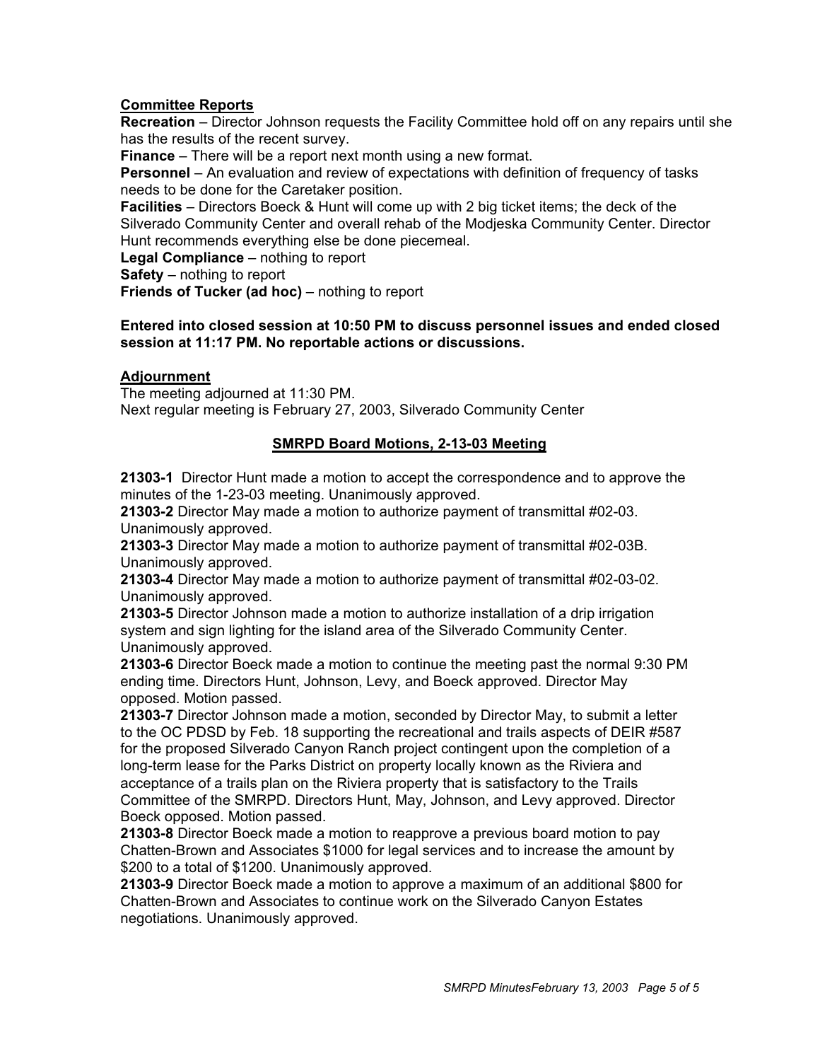## Committee Reports

**Recreation** – Director Johnson requests the Facility Committee hold off on any repairs until she has the results of the recent survey.

**Finance** – There will be a report next month using a new format.

**Personnel** – An evaluation and review of expectations with definition of frequency of tasks needs to be done for the Caretaker position.

**Facilities** – Directors Boeck & Hunt will come up with 2 big ticket items; the deck of the Silverado Community Center and overall rehab of the Modjeska Community Center. Director Hunt recommends everything else be done piecemeal.

**Legal Compliance** – nothing to report

**Safety** – nothing to report

**Friends of Tucker (ad hoc)** – nothing to report

**Entered into closed session at 10:50 PM to discuss personnel issues and ended closed session at 11:17 PM. No reportable actions or discussions.**

## Adjournment

The meeting adjourned at 11:30 PM.
Next regular meeting is February 27, 2003, Silverado Community Center

## SMRPD Board Motions, 2-13-03 Meeting

**21303-1** Director Hunt made a motion to accept the correspondence and to approve the minutes of the 1-23-03 meeting. Unanimously approved.

**21303-2** Director May made a motion to authorize payment of transmittal #02-03. Unanimously approved.

**21303-3** Director May made a motion to authorize payment of transmittal #02-03B. Unanimously approved.

**21303-4** Director May made a motion to authorize payment of transmittal #02-03-02. Unanimously approved.

**21303-5** Director Johnson made a motion to authorize installation of a drip irrigation system and sign lighting for the island area of the Silverado Community Center. Unanimously approved.

**21303-6** Director Boeck made a motion to continue the meeting past the normal 9:30 PM ending time. Directors Hunt, Johnson, Levy, and Boeck approved. Director May opposed. Motion passed.

**21303-7** Director Johnson made a motion, seconded by Director May, to submit a letter to the OC PDSD by Feb. 18 supporting the recreational and trails aspects of DEIR #587 for the proposed Silverado Canyon Ranch project contingent upon the completion of a long-term lease for the Parks District on property locally known as the Riviera and acceptance of a trails plan on the Riviera property that is satisfactory to the Trails Committee of the SMRPD. Directors Hunt, May, Johnson, and Levy approved. Director Boeck opposed. Motion passed.

**21303-8** Director Boeck made a motion to reapprove a previous board motion to pay Chatten-Brown and Associates $1000 for legal services and to increase the amount by $200 to a total of $1200. Unanimously approved.

**21303-9** Director Boeck made a motion to approve a maximum of an additional $800 for Chatten-Brown and Associates to continue work on the Silverado Canyon Estates negotiations. Unanimously approved.